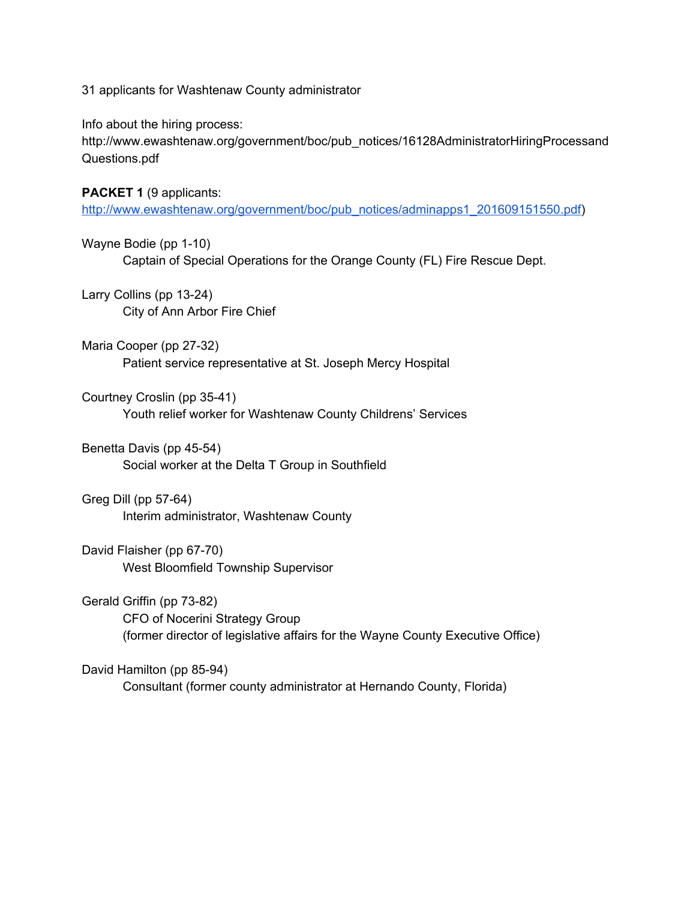31 applicants for Washtenaw County administrator

Info about the hiring process:
http://www.ewashtenaw.org/government/boc/pub_notices/16128AdministratorHiringProcessandQuestions.pdf

**PACKET 1** (9 applicants: [http://www.ewashtenaw.org/government/boc/pub_notices/adminapps1_201609151550.pdf](http://www.ewashtenaw.org/government/boc/pub_notices/adminapps1_201609151550.pdf))

Wayne Bodie (pp 1-10)
    Captain of Special Operations for the Orange County (FL) Fire Rescue Dept.

Larry Collins (pp 13-24)
    City of Ann Arbor Fire Chief

Maria Cooper (pp 27-32)
    Patient service representative at St. Joseph Mercy Hospital

Courtney Croslin (pp 35-41)
    Youth relief worker for Washtenaw County Childrens' Services

Benetta Davis (pp 45-54)
    Social worker at the Delta T Group in Southfield

Greg Dill (pp 57-64)
    Interim administrator, Washtenaw County

David Flaisher (pp 67-70)
    West Bloomfield Township Supervisor

Gerald Griffin (pp 73-82)
    CFO of Nocerini Strategy Group
    (former director of legislative affairs for the Wayne County Executive Office)

David Hamilton (pp 85-94)
    Consultant (former county administrator at Hernando County, Florida)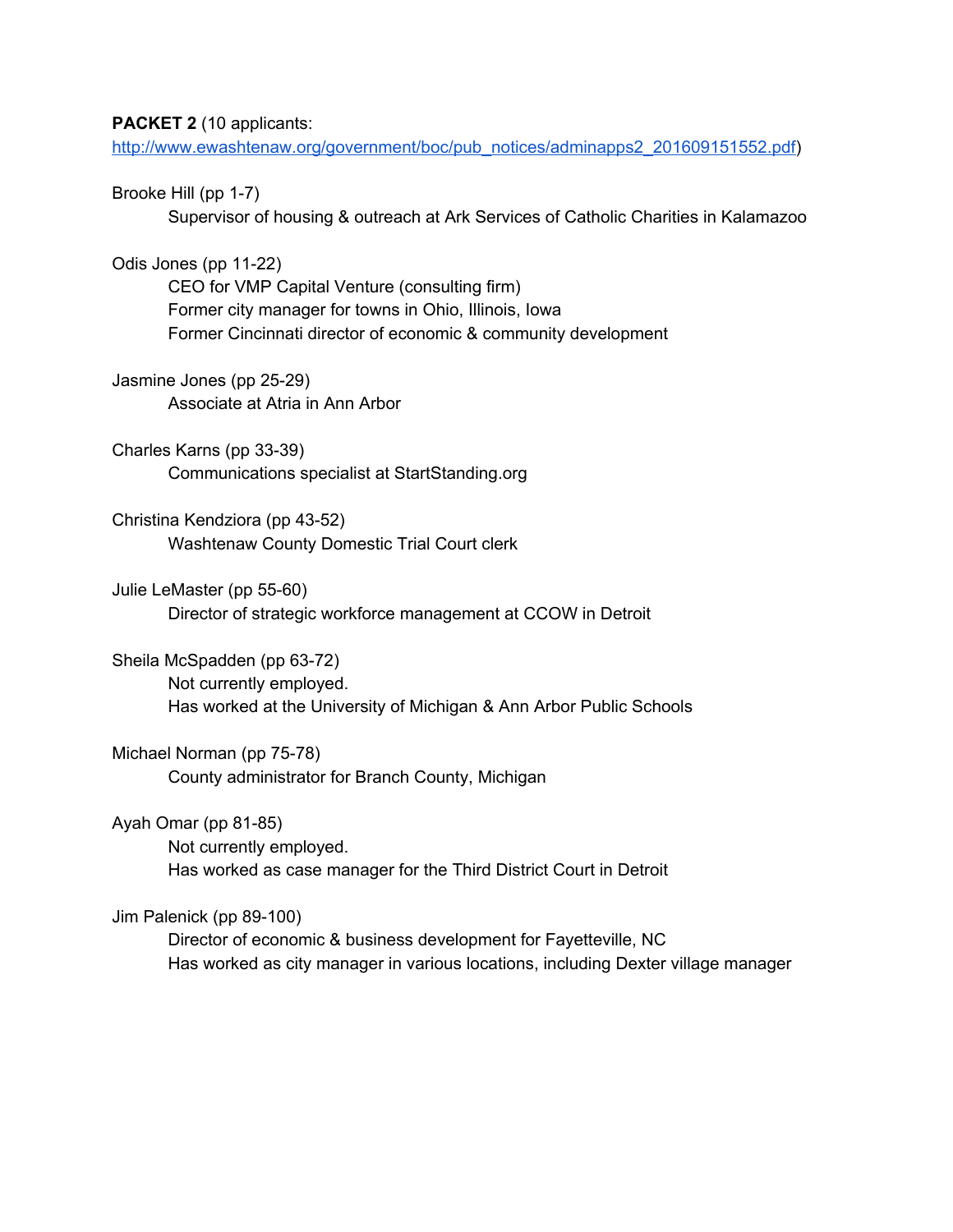**PACKET 2** (10 applicants: http://www.ewashtenaw.org/government/boc/pub_notices/adminapps2_201609151552.pdf)

Brooke Hill (pp 1-7)
- Supervisor of housing & outreach at Ark Services of Catholic Charities in Kalamazoo

Odis Jones (pp 11-22)
- CEO for VMP Capital Venture (consulting firm)
- Former city manager for towns in Ohio, Illinois, Iowa
- Former Cincinnati director of economic & community development

Jasmine Jones (pp 25-29)
- Associate at Atria in Ann Arbor

Charles Karns (pp 33-39)
- Communications specialist at StartStanding.org

Christina Kendziora (pp 43-52)
- Washtenaw County Domestic Trial Court clerk

Julie LeMaster (pp 55-60)
- Director of strategic workforce management at CCOW in Detroit

Sheila McSpadden (pp 63-72)
- Not currently employed.
- Has worked at the University of Michigan & Ann Arbor Public Schools

Michael Norman (pp 75-78)
- County administrator for Branch County, Michigan

Ayah Omar (pp 81-85)
- Not currently employed.
- Has worked as case manager for the Third District Court in Detroit

Jim Palenick (pp 89-100)
- Director of economic & business development for Fayetteville, NC
- Has worked as city manager in various locations, including Dexter village manager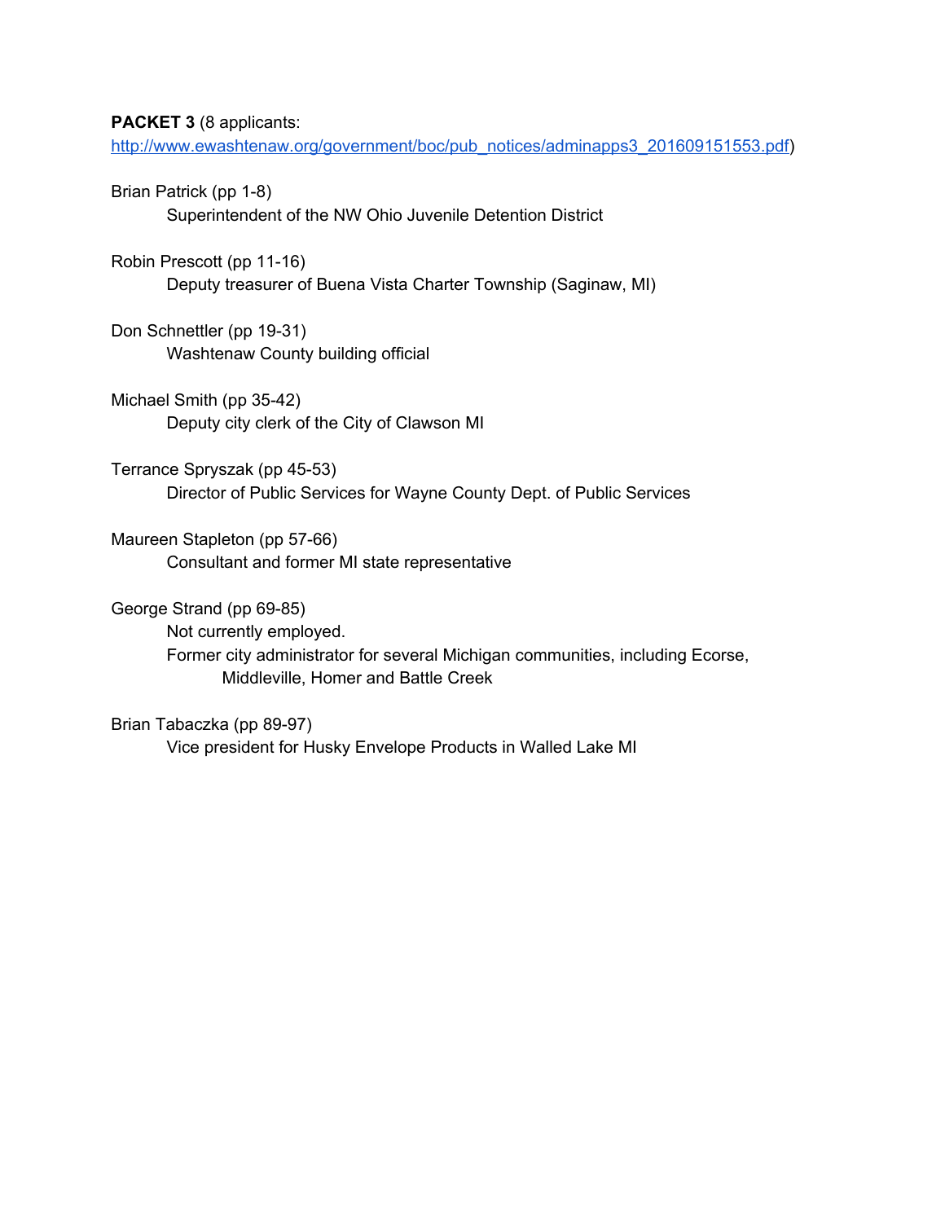**PACKET 3** (8 applicants: http://www.ewashtenaw.org/government/boc/pub_notices/adminapps3_201609151553.pdf)

Brian Patrick (pp 1-8)
  Superintendent of the NW Ohio Juvenile Detention District

Robin Prescott (pp 11-16)
  Deputy treasurer of Buena Vista Charter Township (Saginaw, MI)

Don Schnettler (pp 19-31)
  Washtenaw County building official

Michael Smith (pp 35-42)
  Deputy city clerk of the City of Clawson MI

Terrance Spryszak (pp 45-53)
  Director of Public Services for Wayne County Dept. of Public Services

Maureen Stapleton (pp 57-66)
  Consultant and former MI state representative

George Strand (pp 69-85)
  Not currently employed.
  Former city administrator for several Michigan communities, including Ecorse, Middleville, Homer and Battle Creek

Brian Tabaczka (pp 89-97)
  Vice president for Husky Envelope Products in Walled Lake MI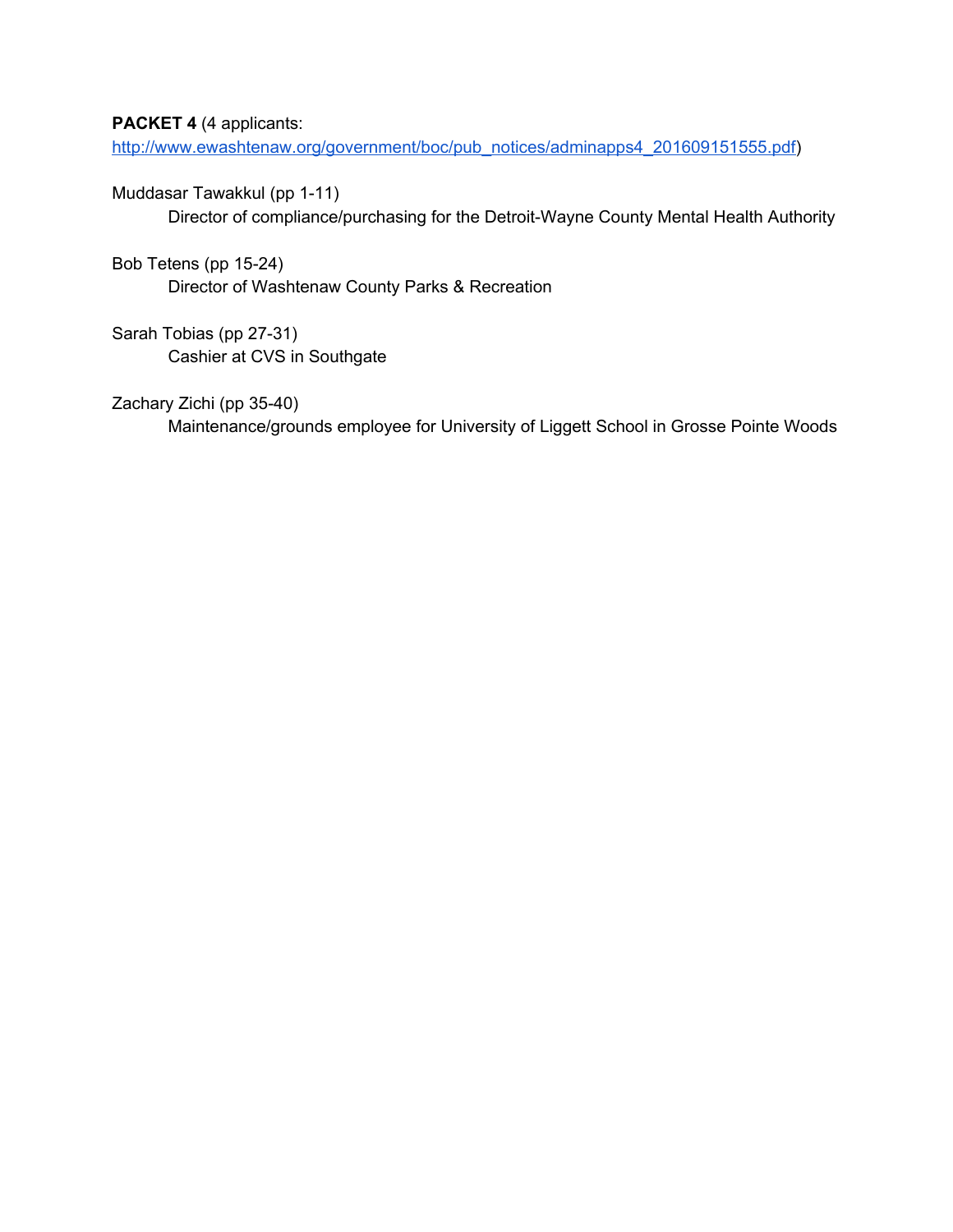**PACKET 4** (4 applicants: [http://www.ewashtenaw.org/government/boc/pub_notices/adminapps4_201609151555.pdf](http://www.ewashtenaw.org/government/boc/pub_notices/adminapps4_201609151555.pdf))

Muddasar Tawakkul (pp 1-11)
    Director of compliance/purchasing for the Detroit-Wayne County Mental Health Authority

Bob Tetens (pp 15-24)
    Director of Washtenaw County Parks & Recreation

Sarah Tobias (pp 27-31)
    Cashier at CVS in Southgate

Zachary Zichi (pp 35-40)
    Maintenance/grounds employee for University of Liggett School in Grosse Pointe Woods